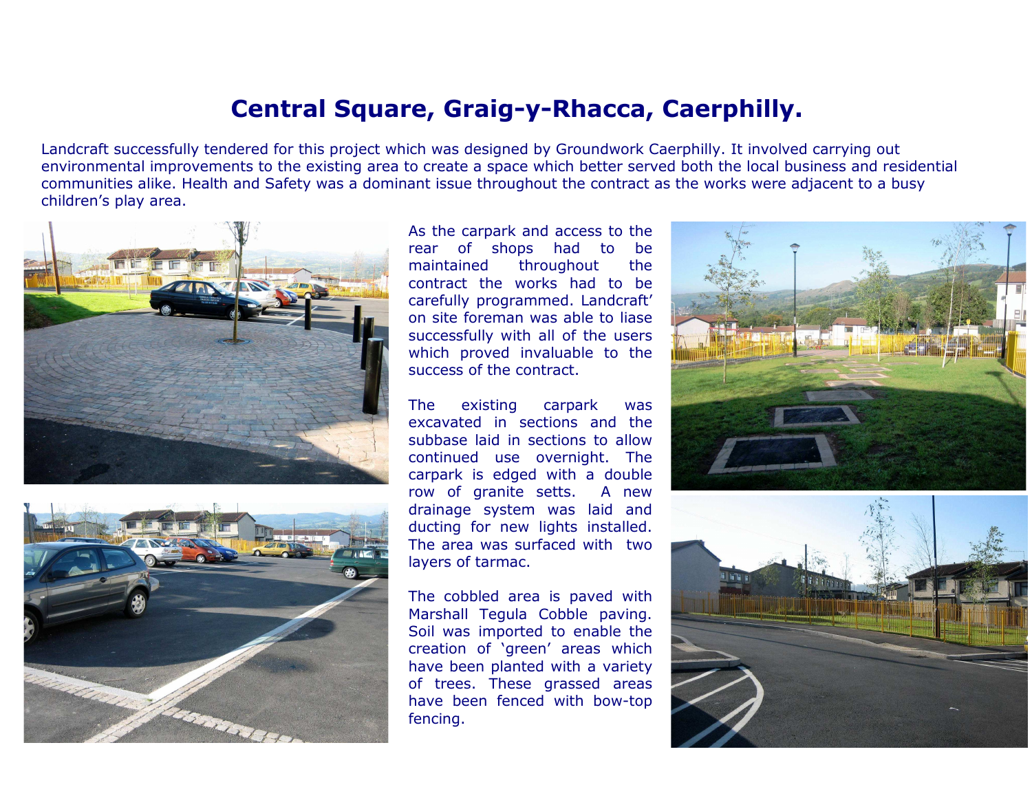# Central Square, Graig-y-Rhacca, Caerphilly.

Landcraft successfully tendered for this project which was designed by Groundwork Caerphilly. It involved carrying out environmental improvements to the existing area to create a space which better served both the local business and residential communities alike. Health and Safety was a dominant issue throughout the contract as the works were adjacent to a busy children's play area.

As the carpark and access to the rear of shops had to be maintained throughout the contract the works had to be carefully programmed. Landcraft' on site foreman was able to liase successfully with all of the users which proved invaluable to the success of the contract.

The existing carpark was excavated in sections and the subbase laid in sections to allow continued use overnight. The carpark is edged with a double row of granite setts. A new drainage system was laid and ducting for new lights installed. The area was surfaced with two layers of tarmac.

The cobbled area is paved with Marshall Tegula Cobble paving. Soil was imported to enable the creation of 'green' areas which have been planted with a variety of trees. These grassed areas have been fenced with bow-top fencing.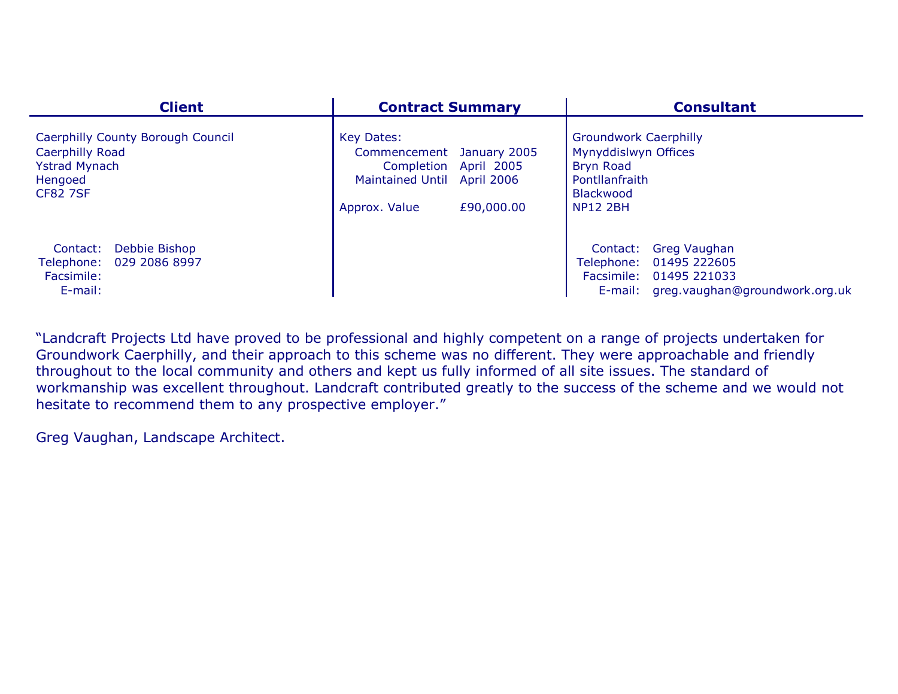| Client | Contract Summary | Consultant |
|---|---|---|
| Caerphilly County Borough Council<br>Caerphilly Road<br>Ystrad Mynach<br>Hengoed<br>CF82 7SF | Key Dates:<br>Commencement January 2005<br>Completion April 2005<br>Maintained Until April 2006<br><br>Approx. Value £90,000.00 | Groundwork Caerphilly<br>Mynyddislwyn Offices<br>Bryn Road<br>Pontllanfraith<br>Blackwood<br>NP12 2BH |
| Contact: Debbie Bishop<br>Telephone: 029 2086 8997<br>Facsimile:<br>E-mail: | | Contact: Greg Vaughan<br>Telephone: 01495 222605<br>Facsimile: 01495 221033<br>E-mail: greg.vaughan@groundwork.org.uk |

"Landcraft Projects Ltd have proved to be professional and highly competent on a range of projects undertaken for Groundwork Caerphilly, and their approach to this scheme was no different. They were approachable and friendly throughout to the local community and others and kept us fully informed of all site issues. The standard of workmanship was excellent throughout. Landcraft contributed greatly to the success of the scheme and we would not hesitate to recommend them to any prospective employer."

Greg Vaughan, Landscape Architect.